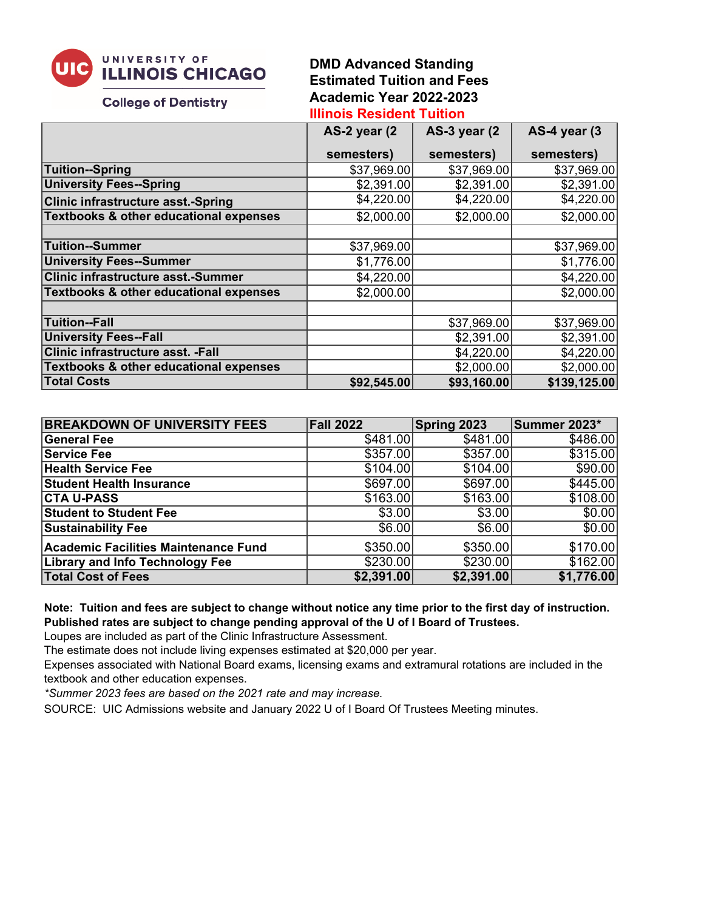UNIVERSITY OF ILLINOIS CHICAGO

College of Dentistry

# DMD Advanced Standing Estimated Tuition and Fees Academic Year 2022-2023

## Illinois Resident Tuition

| | AS-2 year (2 semesters) | AS-3 year (2 semesters) | AS-4 year (3 semesters) |
|---|---|---|---|
| **Tuition--Spring** | $37,969.00 | $37,969.00 | $37,969.00 |
| **University Fees--Spring** | $2,391.00 | $2,391.00 | $2,391.00 |
| **Clinic infrastructure asst.-Spring** | $4,220.00 | $4,220.00 | $4,220.00 |
| **Textbooks & other educational expenses** | $2,000.00 | $2,000.00 | $2,000.00 |
| | | | |
| **Tuition--Summer** | $37,969.00 | | $37,969.00 |
| **University Fees--Summer** | $1,776.00 | | $1,776.00 |
| **Clinic infrastructure asst.-Summer** | $4,220.00 | | $4,220.00 |
| **Textbooks & other educational expenses** | $2,000.00 | | $2,000.00 |
| | | | |
| **Tuition--Fall** | | $37,969.00 | $37,969.00 |
| **University Fees--Fall** | | $2,391.00 | $2,391.00 |
| **Clinic infrastructure asst. -Fall** | | $4,220.00 | $4,220.00 |
| **Textbooks & other educational expenses** | | $2,000.00 | $2,000.00 |
| **Total Costs** | **$92,545.00** | **$93,160.00** | **$139,125.00** |

| BREAKDOWN OF UNIVERSITY FEES | Fall 2022 | Spring 2023 | Summer 2023* |
|---|---|---|---|
| **General Fee** | $481.00 | $481.00 | $486.00 |
| **Service Fee** | $357.00 | $357.00 | $315.00 |
| **Health Service Fee** | $104.00 | $104.00 | $90.00 |
| **Student Health Insurance** | $697.00 | $697.00 | $445.00 |
| **CTA U-PASS** | $163.00 | $163.00 | $108.00 |
| **Student to Student Fee** | $3.00 | $3.00 | $0.00 |
| **Sustainability Fee** | $6.00 | $6.00 | $0.00 |
| **Academic Facilities Maintenance Fund** | $350.00 | $350.00 | $170.00 |
| **Library and Info Technology Fee** | $230.00 | $230.00 | $162.00 |
| **Total Cost of Fees** | **$2,391.00** | **$2,391.00** | **$1,776.00** |

**Note: Tuition and fees are subject to change without notice any time prior to the first day of instruction. Published rates are subject to change pending approval of the U of I Board of Trustees.**

Loupes are included as part of the Clinic Infrastructure Assessment.

The estimate does not include living expenses estimated at $20,000 per year.

Expenses associated with National Board exams, licensing exams and extramural rotations are included in the textbook and other education expenses.

*\*Summer 2023 fees are based on the 2021 rate and may increase.*

SOURCE: UIC Admissions website and January 2022 U of I Board Of Trustees Meeting minutes.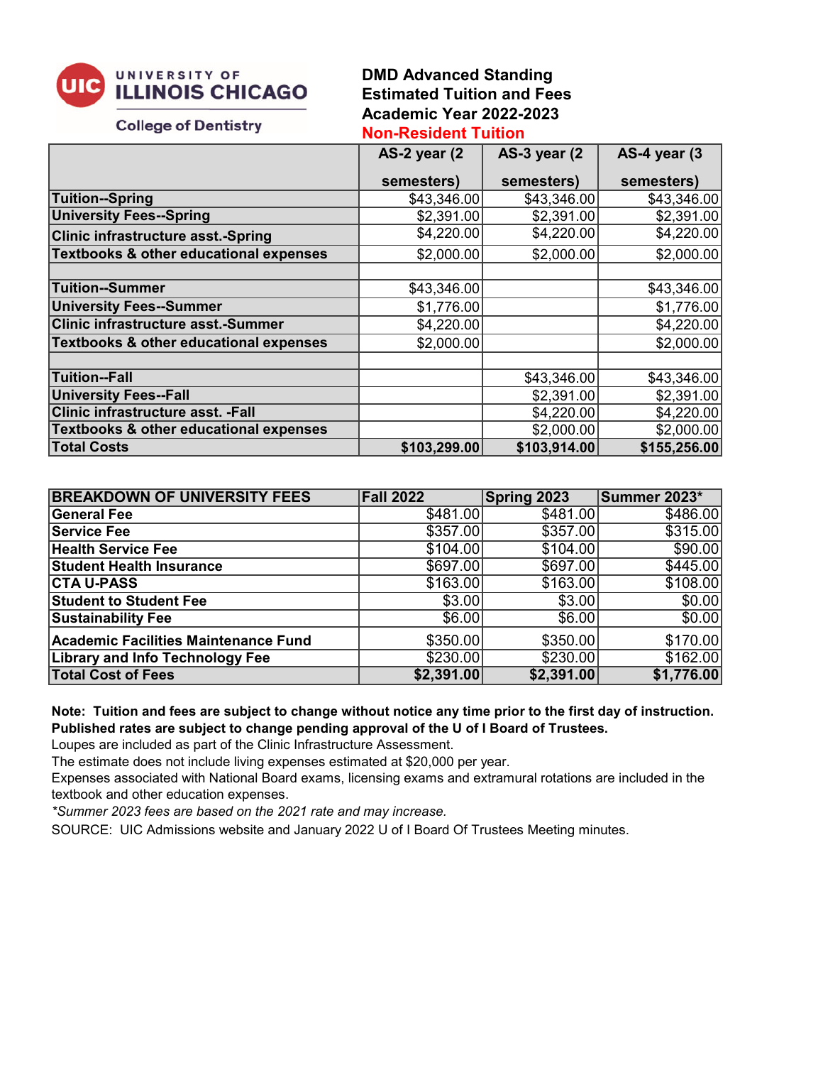UNIVERSITY OF ILLINOIS CHICAGO
College of Dentistry

**DMD Advanced Standing**
**Estimated Tuition and Fees**
**Academic Year 2022-2023**
**Non-Resident Tuition**

| | AS-2 year (2 semesters) | AS-3 year (2 semesters) | AS-4 year (3 semesters) |
|---|---|---|---|
| **Tuition--Spring** | $43,346.00 | $43,346.00 | $43,346.00 |
| **University Fees--Spring** | $2,391.00 | $2,391.00 | $2,391.00 |
| **Clinic infrastructure asst.-Spring** | $4,220.00 | $4,220.00 | $4,220.00 |
| **Textbooks & other educational expenses** | $2,000.00 | $2,000.00 | $2,000.00 |
| | | | |
| **Tuition--Summer** | $43,346.00 | | $43,346.00 |
| **University Fees--Summer** | $1,776.00 | | $1,776.00 |
| **Clinic infrastructure asst.-Summer** | $4,220.00 | | $4,220.00 |
| **Textbooks & other educational expenses** | $2,000.00 | | $2,000.00 |
| | | | |
| **Tuition--Fall** | | $43,346.00 | $43,346.00 |
| **University Fees--Fall** | | $2,391.00 | $2,391.00 |
| **Clinic infrastructure asst. -Fall** | | $4,220.00 | $4,220.00 |
| **Textbooks & other educational expenses** | | $2,000.00 | $2,000.00 |
| **Total Costs** | **$103,299.00** | **$103,914.00** | **$155,256.00** |

| BREAKDOWN OF UNIVERSITY FEES | Fall 2022 | Spring 2023 | Summer 2023* |
|---|---|---|---|
| **General Fee** | $481.00 | $481.00 | $486.00 |
| **Service Fee** | $357.00 | $357.00 | $315.00 |
| **Health Service Fee** | $104.00 | $104.00 | $90.00 |
| **Student Health Insurance** | $697.00 | $697.00 | $445.00 |
| **CTA U-PASS** | $163.00 | $163.00 | $108.00 |
| **Student to Student Fee** | $3.00 | $3.00 | $0.00 |
| **Sustainability Fee** | $6.00 | $6.00 | $0.00 |
| **Academic Facilities Maintenance Fund** | $350.00 | $350.00 | $170.00 |
| **Library and Info Technology Fee** | $230.00 | $230.00 | $162.00 |
| **Total Cost of Fees** | **$2,391.00** | **$2,391.00** | **$1,776.00** |

**Note: Tuition and fees are subject to change without notice any time prior to the first day of instruction. Published rates are subject to change pending approval of the U of I Board of Trustees.**

Loupes are included as part of the Clinic Infrastructure Assessment.

The estimate does not include living expenses estimated at $20,000 per year.

Expenses associated with National Board exams, licensing exams and extramural rotations are included in the textbook and other education expenses.

*\*Summer 2023 fees are based on the 2021 rate and may increase.*

SOURCE: UIC Admissions website and January 2022 U of I Board Of Trustees Meeting minutes.